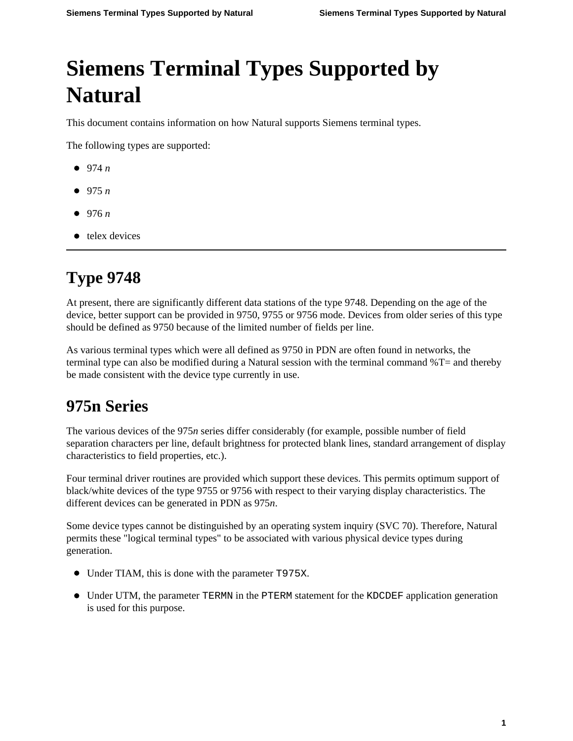# Siemens Terminal Types Supported by Natural

This document contains information on how Natural supports Siemens terminal types.

The following types are supported:

- 974 *n*
- 975 *n*
- 976 *n*
- telex devices

---

## Type 9748

At present, there are significantly different data stations of the type 9748. Depending on the age of the device, better support can be provided in 9750, 9755 or 9756 mode. Devices from older series of this type should be defined as 9750 because of the limited number of fields per line.

As various terminal types which were all defined as 9750 in PDN are often found in networks, the terminal type can also be modified during a Natural session with the terminal command %T= and thereby be made consistent with the device type currently in use.

## 975n Series

The various devices of the 975*n* series differ considerably (for example, possible number of field separation characters per line, default brightness for protected blank lines, standard arrangement of display characteristics to field properties, etc.).

Four terminal driver routines are provided which support these devices. This permits optimum support of black/white devices of the type 9755 or 9756 with respect to their varying display characteristics. The different devices can be generated in PDN as 975*n*.

Some device types cannot be distinguished by an operating system inquiry (SVC 70). Therefore, Natural permits these "logical terminal types" to be associated with various physical device types during generation.

- Under TIAM, this is done with the parameter `T975X`.
- Under UTM, the parameter `TERMN` in the `PTERM` statement for the `KDCDEF` application generation is used for this purpose.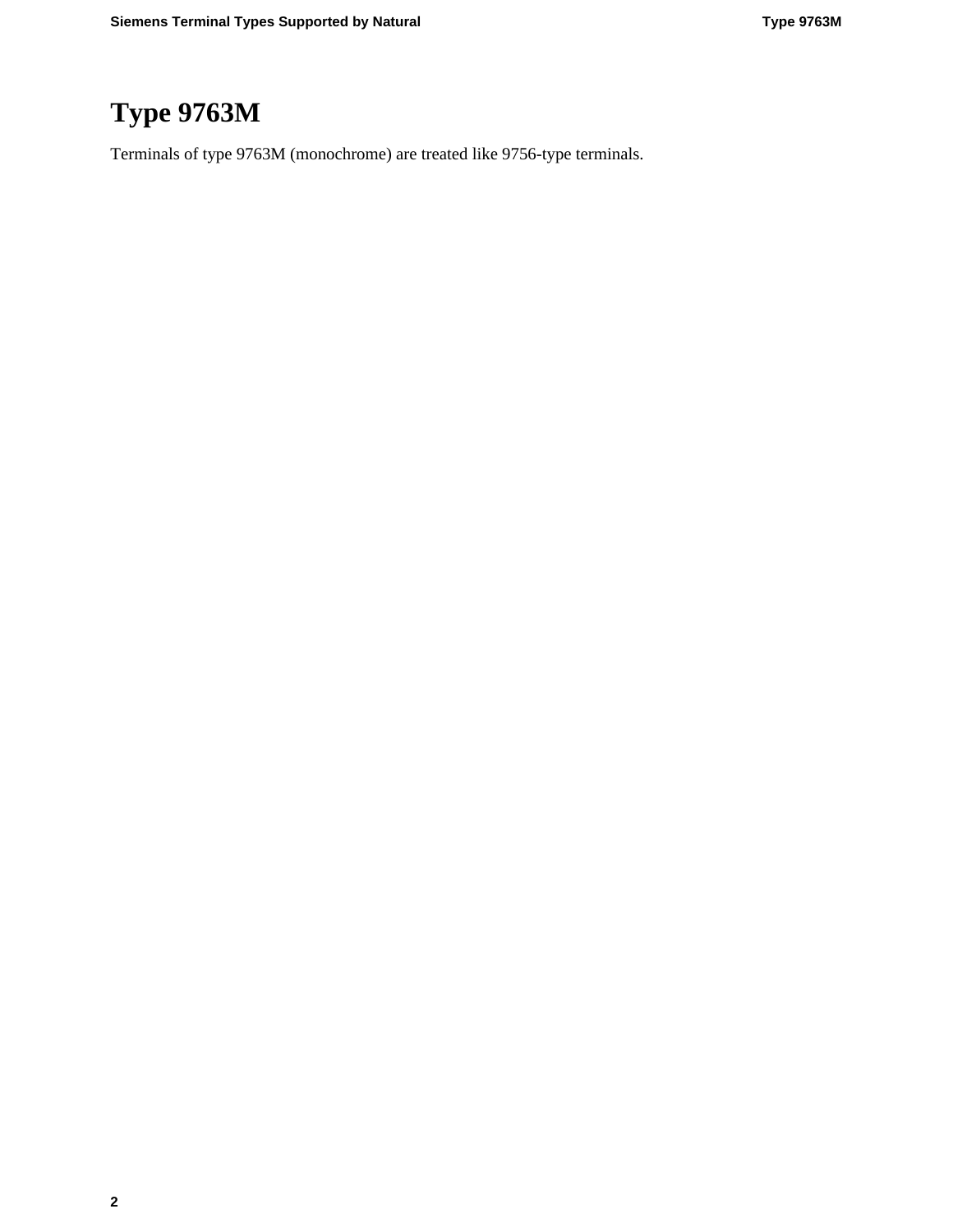# Type 9763M

Terminals of type 9763M (monochrome) are treated like 9756-type terminals.